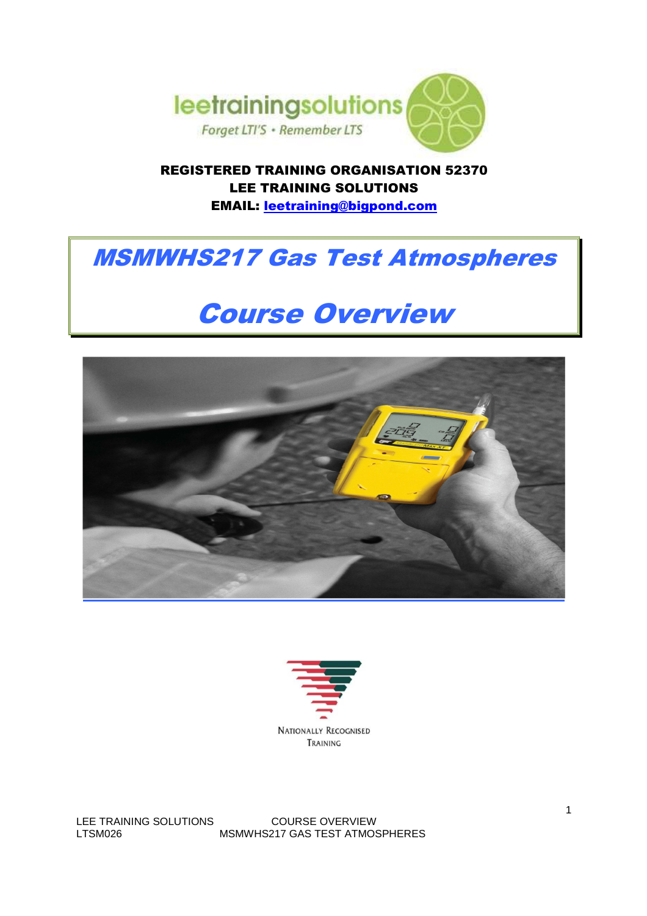leetrainingsolutions

Forget LTI'S • Remember LTS

**REGISTERED TRAINING ORGANISATION 52370**
**LEE TRAINING SOLUTIONS**
**EMAIL: leetraining@bigpond.com**

# *MSMWHS217 Gas Test Atmospheres*

# *Course Overview*

NATIONALLY RECOGNISED TRAINING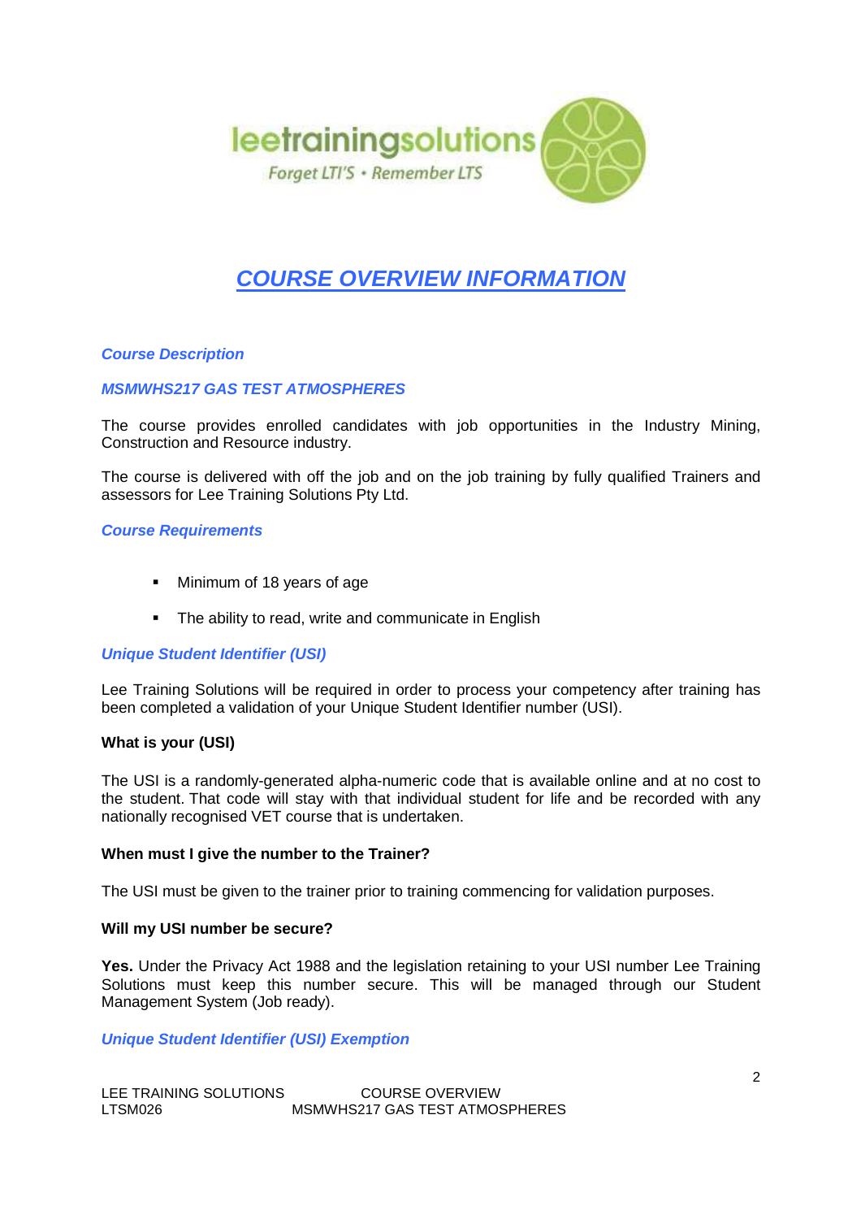leetrainingsolutions

Forget LTI'S • Remember LTS

# COURSE OVERVIEW INFORMATION

### *Course Description*

### *MSMWHS217 GAS TEST ATMOSPHERES*

The course provides enrolled candidates with job opportunities in the Industry Mining, Construction and Resource industry.

The course is delivered with off the job and on the job training by fully qualified Trainers and assessors for Lee Training Solutions Pty Ltd.

### *Course Requirements*

- Minimum of 18 years of age
- The ability to read, write and communicate in English

### *Unique Student Identifier (USI)*

Lee Training Solutions will be required in order to process your competency after training has been completed a validation of your Unique Student Identifier number (USI).

**What is your (USI)**

The USI is a randomly-generated alpha-numeric code that is available online and at no cost to the student. That code will stay with that individual student for life and be recorded with any nationally recognised VET course that is undertaken.

**When must I give the number to the Trainer?**

The USI must be given to the trainer prior to training commencing for validation purposes.

**Will my USI number be secure?**

**Yes.** Under the Privacy Act 1988 and the legislation retaining to your USI number Lee Training Solutions must keep this number secure. This will be managed through our Student Management System (Job ready).

### *Unique Student Identifier (USI) Exemption*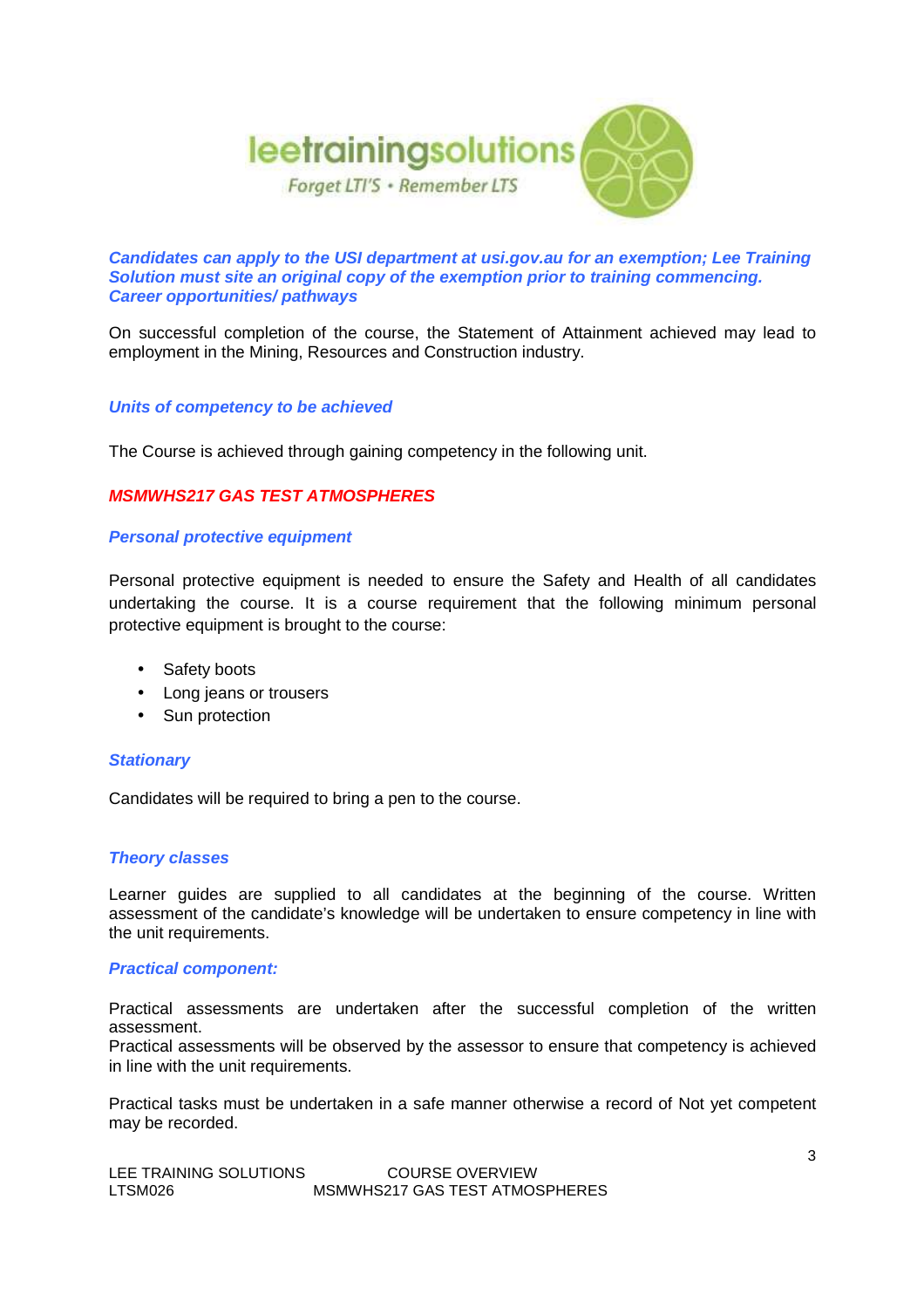***Candidates can apply to the USI department at usi.gov.au for an exemption; Lee Training Solution must site an original copy of the exemption prior to training commencing.***

### *Career opportunities/ pathways*

On successful completion of the course, the Statement of Attainment achieved may lead to employment in the Mining, Resources and Construction industry.

### *Units of competency to be achieved*

The Course is achieved through gaining competency in the following unit.

***MSMWHS217 GAS TEST ATMOSPHERES***

### *Personal protective equipment*

Personal protective equipment is needed to ensure the Safety and Health of all candidates undertaking the course. It is a course requirement that the following minimum personal protective equipment is brought to the course:

- Safety boots
- Long jeans or trousers
- Sun protection

### *Stationary*

Candidates will be required to bring a pen to the course.

### *Theory classes*

Learner guides are supplied to all candidates at the beginning of the course. Written assessment of the candidate's knowledge will be undertaken to ensure competency in line with the unit requirements.

### *Practical component:*

Practical assessments are undertaken after the successful completion of the written assessment.
Practical assessments will be observed by the assessor to ensure that competency is achieved in line with the unit requirements.

Practical tasks must be undertaken in a safe manner otherwise a record of Not yet competent may be recorded.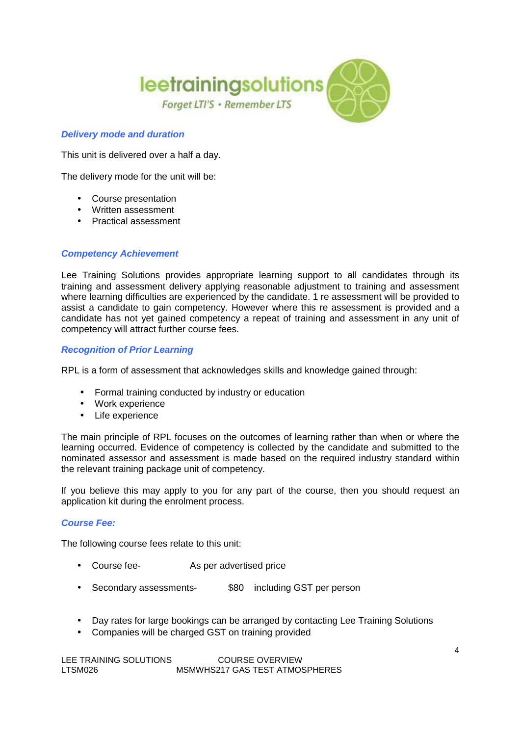### Delivery mode and duration

This unit is delivered over a half a day.

The delivery mode for the unit will be:

- Course presentation
- Written assessment
- Practical assessment

### Competency Achievement

Lee Training Solutions provides appropriate learning support to all candidates through its training and assessment delivery applying reasonable adjustment to training and assessment where learning difficulties are experienced by the candidate. 1 re assessment will be provided to assist a candidate to gain competency. However where this re assessment is provided and a candidate has not yet gained competency a repeat of training and assessment in any unit of competency will attract further course fees.

### Recognition of Prior Learning

RPL is a form of assessment that acknowledges skills and knowledge gained through:

- Formal training conducted by industry or education
- Work experience
- Life experience

The main principle of RPL focuses on the outcomes of learning rather than when or where the learning occurred. Evidence of competency is collected by the candidate and submitted to the nominated assessor and assessment is made based on the required industry standard within the relevant training package unit of competency.

If you believe this may apply to you for any part of the course, then you should request an application kit during the enrolment process.

### Course Fee:

The following course fees relate to this unit:

- Course fee- As per advertised price
- Secondary assessments- $80 including GST per person

- Day rates for large bookings can be arranged by contacting Lee Training Solutions
- Companies will be charged GST on training provided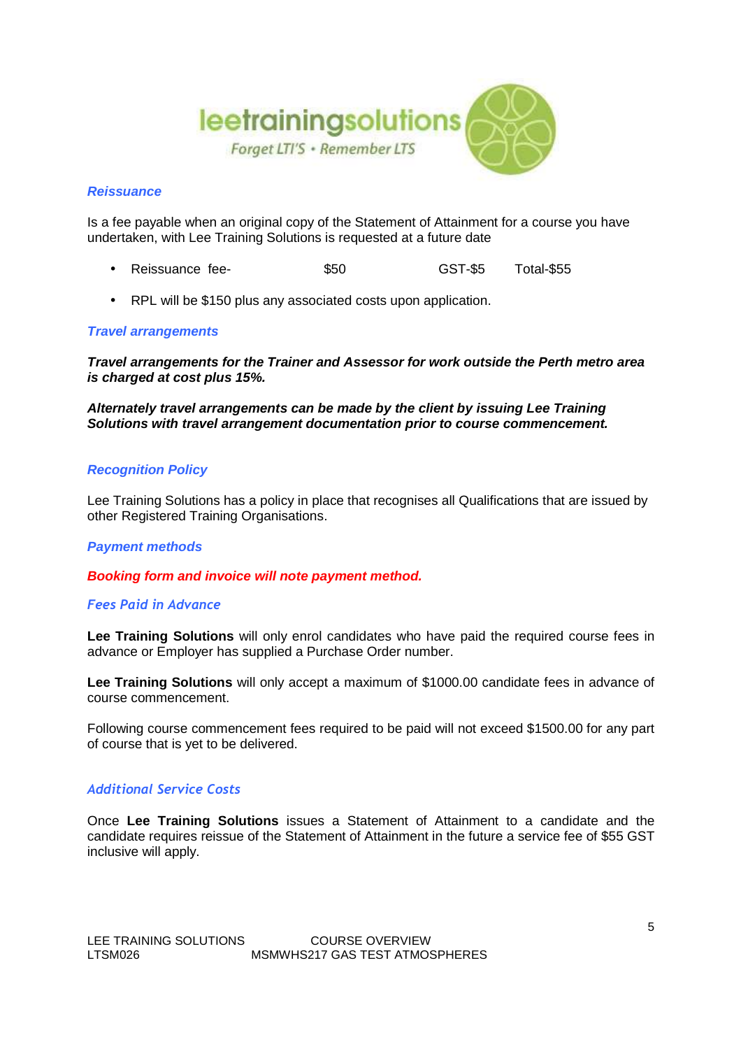### Reissuance

Is a fee payable when an original copy of the Statement of Attainment for a course you have undertaken, with Lee Training Solutions is requested at a future date

- Reissuance fee- $50 GST-$5 Total-$55

- RPL will be $150 plus any associated costs upon application.

### Travel arrangements

***Travel arrangements for the Trainer and Assessor for work outside the Perth metro area is charged at cost plus 15%.***

***Alternately travel arrangements can be made by the client by issuing Lee Training Solutions with travel arrangement documentation prior to course commencement.***

### Recognition Policy

Lee Training Solutions has a policy in place that recognises all Qualifications that are issued by other Registered Training Organisations.

### Payment methods

***Booking form and invoice will note payment method.***

### Fees Paid in Advance

**Lee Training Solutions** will only enrol candidates who have paid the required course fees in advance or Employer has supplied a Purchase Order number.

**Lee Training Solutions** will only accept a maximum of $1000.00 candidate fees in advance of course commencement.

Following course commencement fees required to be paid will not exceed $1500.00 for any part of course that is yet to be delivered.

### Additional Service Costs

Once **Lee Training Solutions** issues a Statement of Attainment to a candidate and the candidate requires reissue of the Statement of Attainment in the future a service fee of $55 GST inclusive will apply.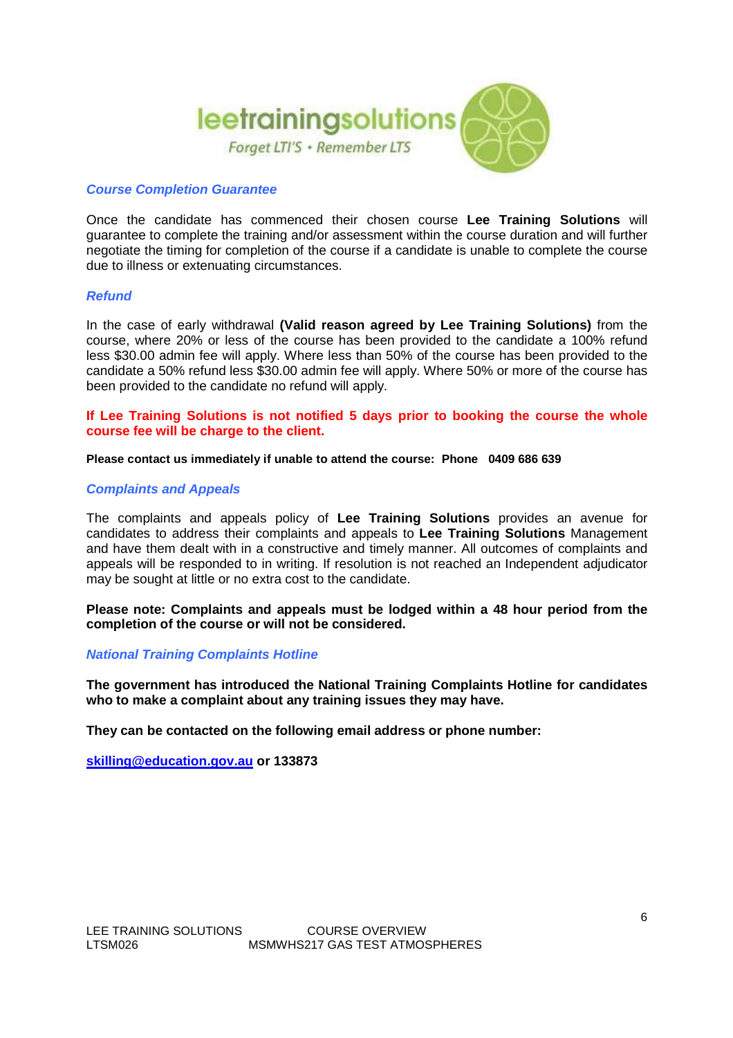### *Course Completion Guarantee*

Once the candidate has commenced their chosen course **Lee Training Solutions** will guarantee to complete the training and/or assessment within the course duration and will further negotiate the timing for completion of the course if a candidate is unable to complete the course due to illness or extenuating circumstances.

### *Refund*

In the case of early withdrawal **(Valid reason agreed by Lee Training Solutions)** from the course, where 20% or less of the course has been provided to the candidate a 100% refund less $30.00 admin fee will apply. Where less than 50% of the course has been provided to the candidate a 50% refund less $30.00 admin fee will apply. Where 50% or more of the course has been provided to the candidate no refund will apply.

**If Lee Training Solutions is not notified 5 days prior to booking the course the whole course fee will be charge to the client.**

**Please contact us immediately if unable to attend the course: Phone 0409 686 639**

### *Complaints and Appeals*

The complaints and appeals policy of **Lee Training Solutions** provides an avenue for candidates to address their complaints and appeals to **Lee Training Solutions** Management and have them dealt with in a constructive and timely manner. All outcomes of complaints and appeals will be responded to in writing. If resolution is not reached an Independent adjudicator may be sought at little or no extra cost to the candidate.

**Please note: Complaints and appeals must be lodged within a 48 hour period from the completion of the course or will not be considered.**

### *National Training Complaints Hotline*

**The government has introduced the National Training Complaints Hotline for candidates who to make a complaint about any training issues they may have.**

**They can be contacted on the following email address or phone number:**

**skilling@education.gov.au or 133873**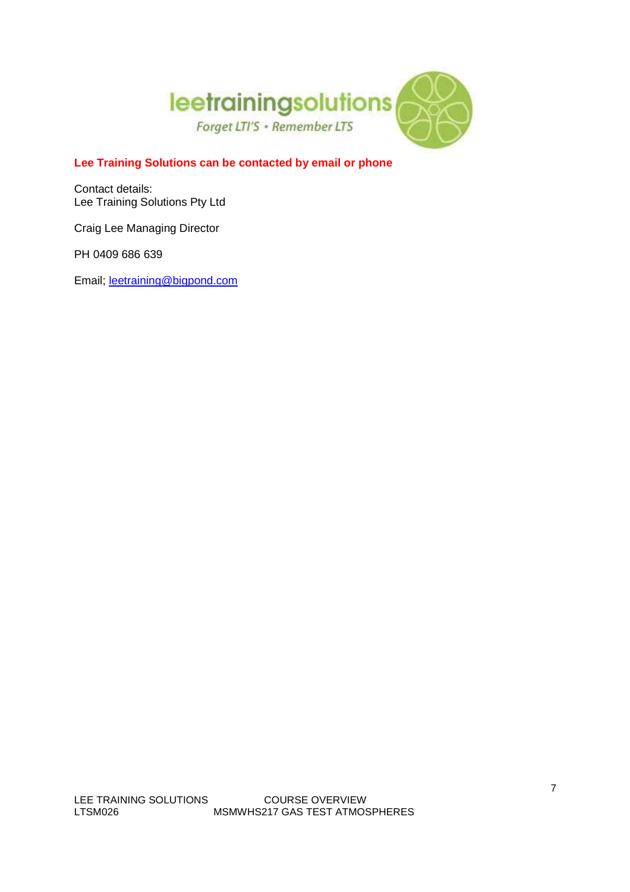**Lee Training Solutions can be contacted by email or phone**

Contact details:
Lee Training Solutions Pty Ltd

Craig Lee Managing Director

PH 0409 686 639

Email; leetraining@bigpond.com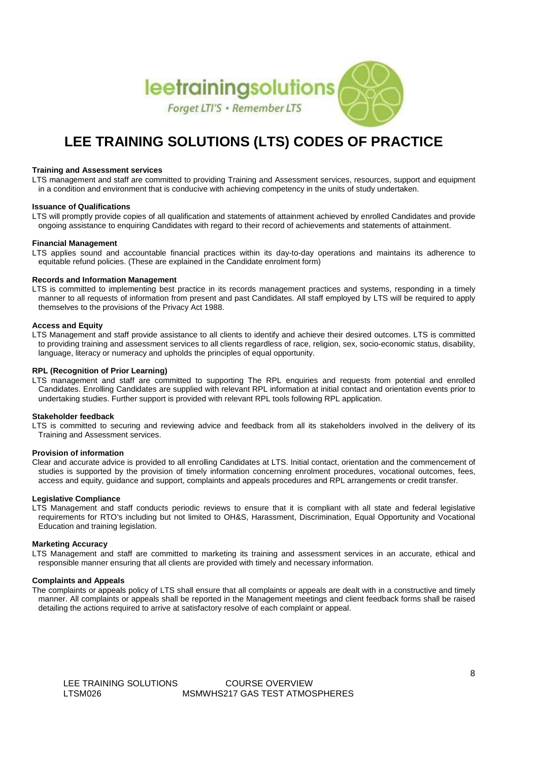leetrainingsolutions

Forget LTI'S • Remember LTS

# LEE TRAINING SOLUTIONS (LTS) CODES OF PRACTICE

**Training and Assessment services**

LTS management and staff are committed to providing Training and Assessment services, resources, support and equipment in a condition and environment that is conducive with achieving competency in the units of study undertaken.

**Issuance of Qualifications**

LTS will promptly provide copies of all qualification and statements of attainment achieved by enrolled Candidates and provide ongoing assistance to enquiring Candidates with regard to their record of achievements and statements of attainment.

**Financial Management**

LTS applies sound and accountable financial practices within its day-to-day operations and maintains its adherence to equitable refund policies. (These are explained in the Candidate enrolment form)

**Records and Information Management**

LTS is committed to implementing best practice in its records management practices and systems, responding in a timely manner to all requests of information from present and past Candidates. All staff employed by LTS will be required to apply themselves to the provisions of the Privacy Act 1988.

**Access and Equity**

LTS Management and staff provide assistance to all clients to identify and achieve their desired outcomes. LTS is committed to providing training and assessment services to all clients regardless of race, religion, sex, socio-economic status, disability, language, literacy or numeracy and upholds the principles of equal opportunity.

**RPL (Recognition of Prior Learning)**

LTS management and staff are committed to supporting The RPL enquiries and requests from potential and enrolled Candidates. Enrolling Candidates are supplied with relevant RPL information at initial contact and orientation events prior to undertaking studies. Further support is provided with relevant RPL tools following RPL application.

**Stakeholder feedback**

LTS is committed to securing and reviewing advice and feedback from all its stakeholders involved in the delivery of its Training and Assessment services.

**Provision of information**

Clear and accurate advice is provided to all enrolling Candidates at LTS. Initial contact, orientation and the commencement of studies is supported by the provision of timely information concerning enrolment procedures, vocational outcomes, fees, access and equity, guidance and support, complaints and appeals procedures and RPL arrangements or credit transfer.

**Legislative Compliance**

LTS Management and staff conducts periodic reviews to ensure that it is compliant with all state and federal legislative requirements for RTO's including but not limited to OH&S, Harassment, Discrimination, Equal Opportunity and Vocational Education and training legislation.

**Marketing Accuracy**

LTS Management and staff are committed to marketing its training and assessment services in an accurate, ethical and responsible manner ensuring that all clients are provided with timely and necessary information.

**Complaints and Appeals**

The complaints or appeals policy of LTS shall ensure that all complaints or appeals are dealt with in a constructive and timely manner. All complaints or appeals shall be reported in the Management meetings and client feedback forms shall be raised detailing the actions required to arrive at satisfactory resolve of each complaint or appeal.